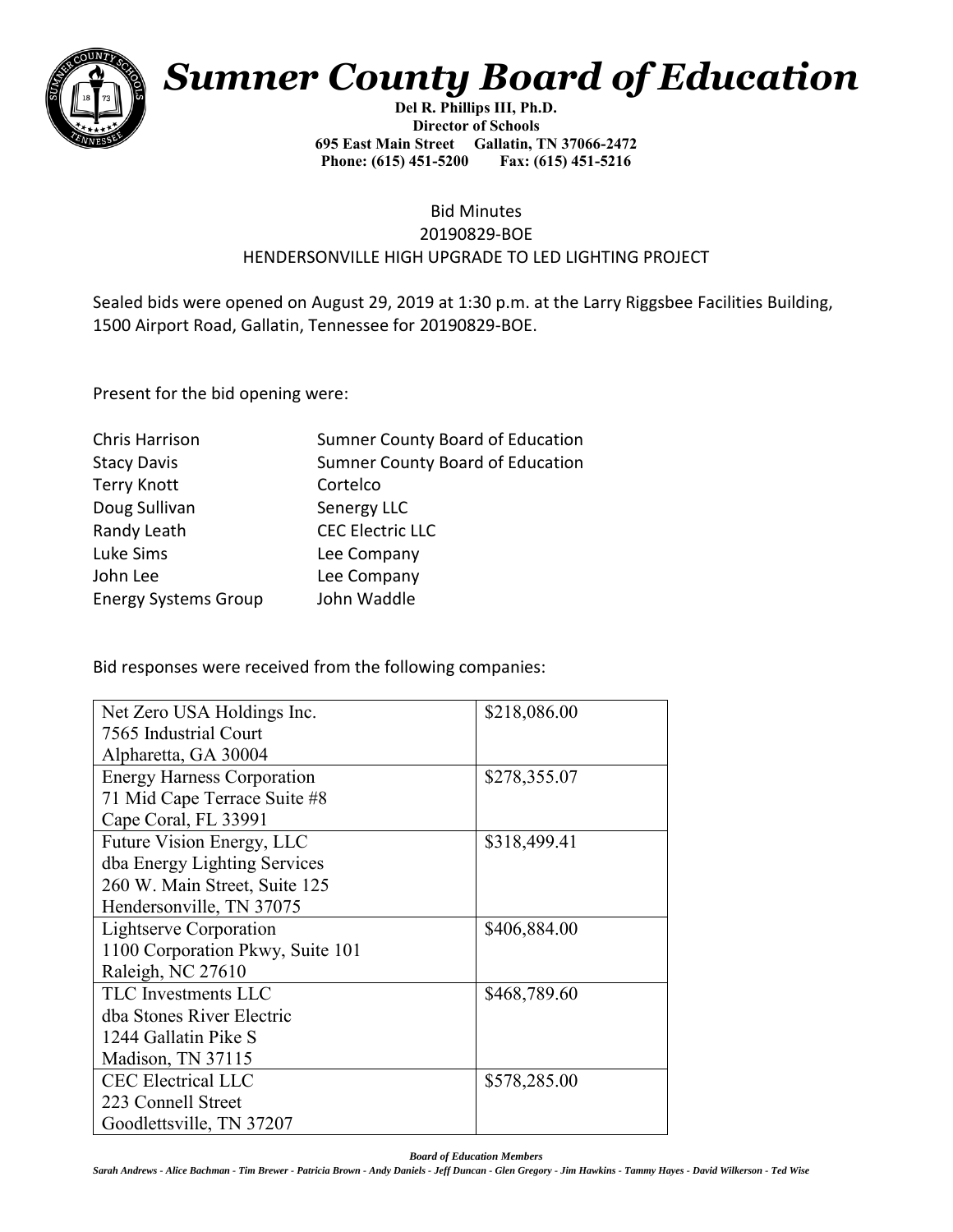# Sumner County Board of Education

**Del R. Phillips III, Ph.D.**
**Director of Schools**
**695 East Main Street Gallatin, TN 37066-2472**
**Phone: (615) 451-5200 Fax: (615) 451-5216**

Bid Minutes
20190829-BOE
HENDERSONVILLE HIGH UPGRADE TO LED LIGHTING PROJECT

Sealed bids were opened on August 29, 2019 at 1:30 p.m. at the Larry Riggsbee Facilities Building, 1500 Airport Road, Gallatin, Tennessee for 20190829-BOE.

Present for the bid opening were:

| | |
|---|---|
| Chris Harrison | Sumner County Board of Education |
| Stacy Davis | Sumner County Board of Education |
| Terry Knott | Cortelco |
| Doug Sullivan | Senergy LLC |
| Randy Leath | CEC Electric LLC |
| Luke Sims | Lee Company |
| John Lee | Lee Company |
| Energy Systems Group | John Waddle |

Bid responses were received from the following companies:

| | |
|---|---|
| Net Zero USA Holdings Inc.<br>7565 Industrial Court<br>Alpharetta, GA 30004 | \$218,086.00 |
| Energy Harness Corporation<br>71 Mid Cape Terrace Suite #8<br>Cape Coral, FL 33991 | \$278,355.07 |
| Future Vision Energy, LLC<br>dba Energy Lighting Services<br>260 W. Main Street, Suite 125<br>Hendersonville, TN 37075 | \$318,499.41 |
| Lightserve Corporation<br>1100 Corporation Pkwy, Suite 101<br>Raleigh, NC 27610 | \$406,884.00 |
| TLC Investments LLC<br>dba Stones River Electric<br>1244 Gallatin Pike S<br>Madison, TN 37115 | \$468,789.60 |
| CEC Electrical LLC<br>223 Connell Street<br>Goodlettsville, TN 37207 | \$578,285.00 |

*Board of Education Members*

*Sarah Andrews - Alice Bachman - Tim Brewer - Patricia Brown - Andy Daniels - Jeff Duncan - Glen Gregory - Jim Hawkins - Tammy Hayes - David Wilkerson - Ted Wise*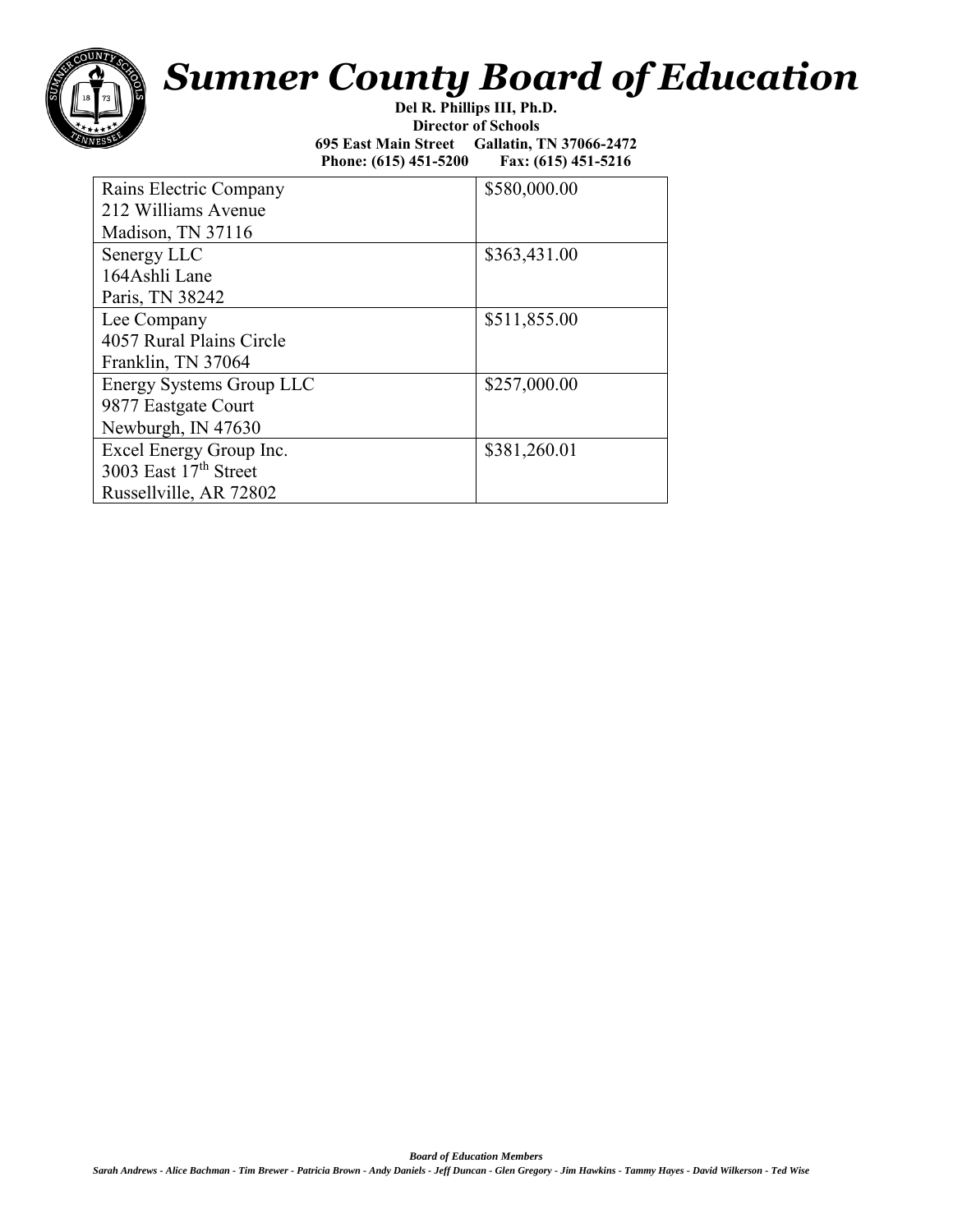# Sumner County Board of Education

**Del R. Phillips III, Ph.D.**
**Director of Schools**
**695 East Main Street Gallatin, TN 37066-2472**
**Phone: (615) 451-5200 Fax: (615) 451-5216**

| | |
|---|---|
| Rains Electric Company<br>212 Williams Avenue<br>Madison, TN 37116 | \$580,000.00 |
| Senergy LLC<br>164Ashli Lane<br>Paris, TN 38242 | \$363,431.00 |
| Lee Company<br>4057 Rural Plains Circle<br>Franklin, TN 37064 | \$511,855.00 |
| Energy Systems Group LLC<br>9877 Eastgate Court<br>Newburgh, IN 47630 | \$257,000.00 |
| Excel Energy Group Inc.<br>3003 East 17th Street<br>Russellville, AR 72802 | \$381,260.01 |

***Board of Education Members***

***Sarah Andrews - Alice Bachman - Tim Brewer - Patricia Brown - Andy Daniels - Jeff Duncan - Glen Gregory - Jim Hawkins - Tammy Hayes - David Wilkerson - Ted Wise***